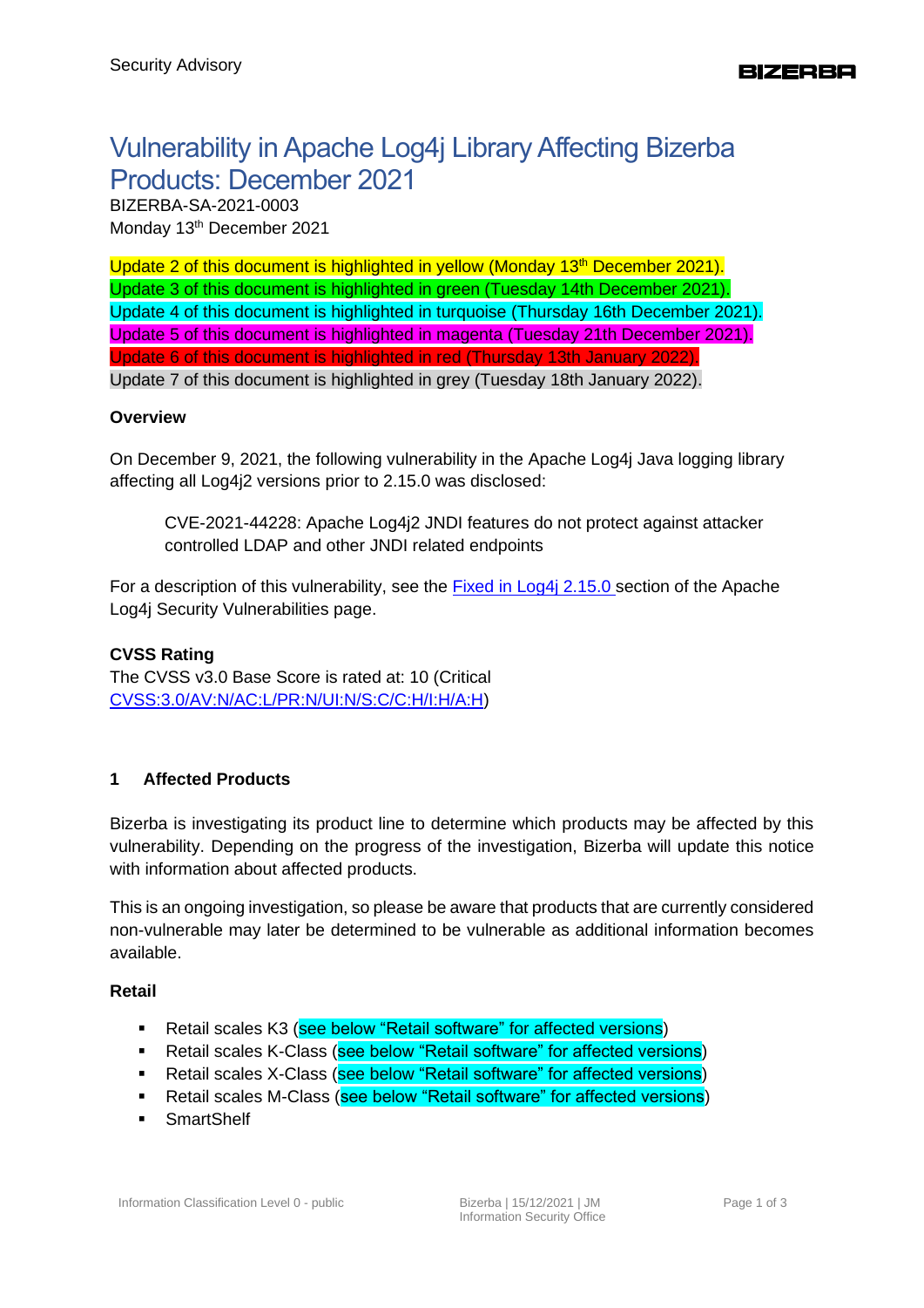# Vulnerability in Apache Log4j Library Affecting Bizerba Products: December 2021

BIZERBA-SA-2021-0003
Monday 13th December 2021

Update 2 of this document is highlighted in yellow (Monday 13th December 2021).
Update 3 of this document is highlighted in green (Tuesday 14th December 2021).
Update 4 of this document is highlighted in turquoise (Thursday 16th December 2021).
Update 5 of this document is highlighted in magenta (Tuesday 21th December 2021).
Update 6 of this document is highlighted in red (Thursday 13th January 2022).
Update 7 of this document is highlighted in grey (Tuesday 18th January 2022).

**Overview**

On December 9, 2021, the following vulnerability in the Apache Log4j Java logging library affecting all Log4j2 versions prior to 2.15.0 was disclosed:

> CVE-2021-44228: Apache Log4j2 JNDI features do not protect against attacker controlled LDAP and other JNDI related endpoints

For a description of this vulnerability, see the Fixed in Log4j 2.15.0 section of the Apache Log4j Security Vulnerabilities page.

**CVSS Rating**

The CVSS v3.0 Base Score is rated at: 10 (Critical CVSS:3.0/AV:N/AC:L/PR:N/UI:N/S:C/C:H/I:H/A:H)

## 1 Affected Products

Bizerba is investigating its product line to determine which products may be affected by this vulnerability. Depending on the progress of the investigation, Bizerba will update this notice with information about affected products.

This is an ongoing investigation, so please be aware that products that are currently considered non-vulnerable may later be determined to be vulnerable as additional information becomes available.

**Retail**

- Retail scales K3 (see below "Retail software" for affected versions)
- Retail scales K-Class (see below "Retail software" for affected versions)
- Retail scales X-Class (see below "Retail software" for affected versions)
- Retail scales M-Class (see below "Retail software" for affected versions)
- SmartShelf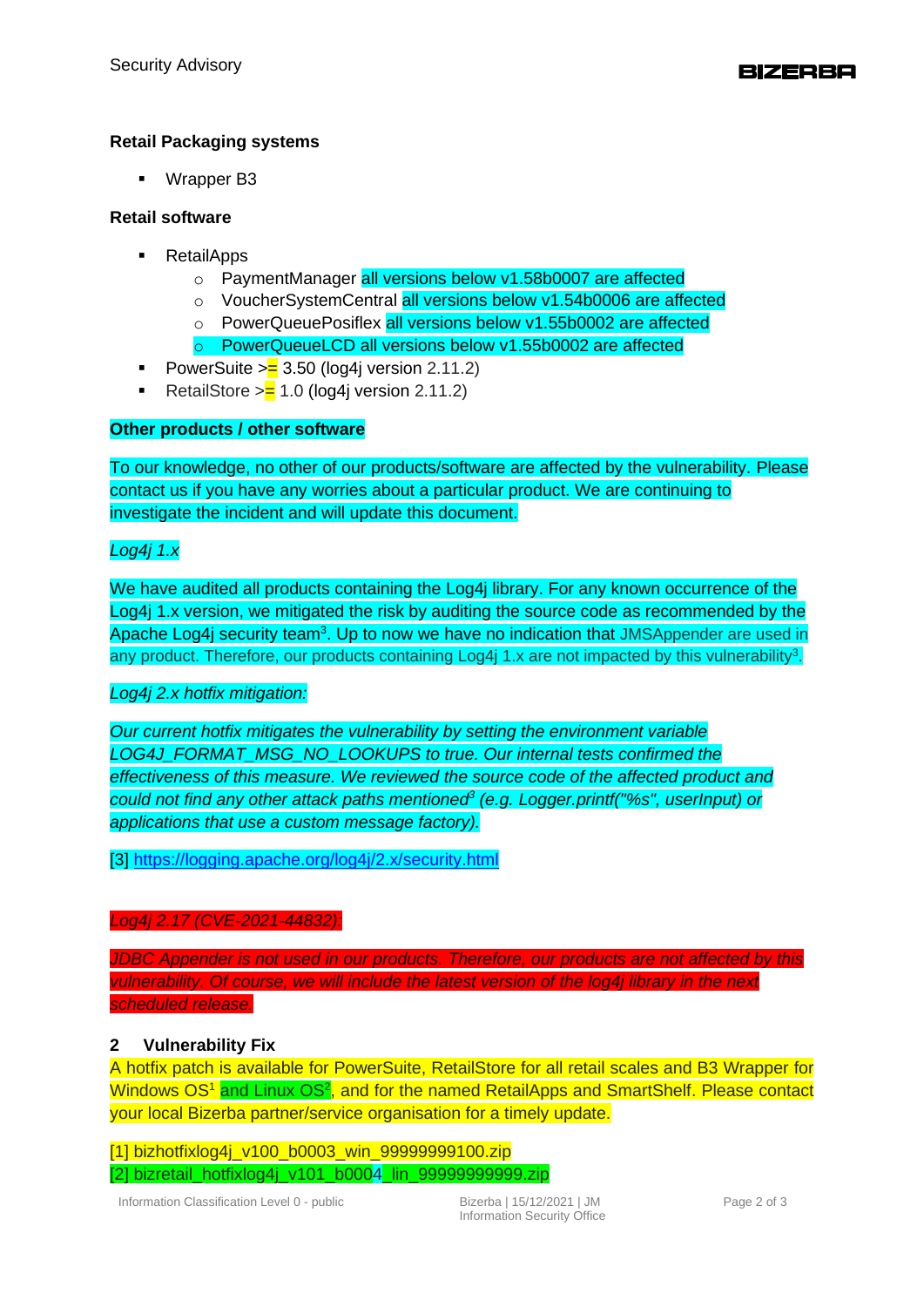**Retail Packaging systems**

- Wrapper B3

**Retail software**

- RetailApps
    - PaymentManager all versions below v1.58b0007 are affected
    - VoucherSystemCentral all versions below v1.54b0006 are affected
    - PowerQueuePosiflex all versions below v1.55b0002 are affected
    - PowerQueueLCD all versions below v1.55b0002 are affected
- PowerSuite >= 3.50 (log4j version 2.11.2)
- RetailStore >= 1.0 (log4j version 2.11.2)

**Other products / other software**

To our knowledge, no other of our products/software are affected by the vulnerability. Please contact us if you have any worries about a particular product. We are continuing to investigate the incident and will update this document.

*Log4j 1.x*

We have audited all products containing the Log4j library. For any known occurrence of the Log4j 1.x version, we mitigated the risk by auditing the source code as recommended by the Apache Log4j security team[3]. Up to now we have no indication that JMSAppender are used in any product. Therefore, our products containing Log4j 1.x are not impacted by this vulnerability[3].

*Log4j 2.x hotfix mitigation:*

*Our current hotfix mitigates the vulnerability by setting the environment variable LOG4J_FORMAT_MSG_NO_LOOKUPS to true. Our internal tests confirmed the effectiveness of this measure. We reviewed the source code of the affected product and could not find any other attack paths mentioned[3] (e.g. Logger.printf("%s", userInput) or applications that use a custom message factory).*

[3] https://logging.apache.org/log4j/2.x/security.html

*Log4j 2.17 (CVE-2021-44832):*

*JDBC Appender is not used in our products. Therefore, our products are not affected by this vulnerability. Of course, we will include the latest version of the log4j library in the next scheduled release.*

## 2 Vulnerability Fix

A hotfix patch is available for PowerSuite, RetailStore for all retail scales and B3 Wrapper for Windows OS[1] and Linux OS[2], and for the named RetailApps and SmartShelf. Please contact your local Bizerba partner/service organisation for a timely update.

[1] bizhotfixlog4j_v100_b0003_win_99999999100.zip
[2] bizretail_hotfixlog4j_v101_b0004_lin_99999999999.zip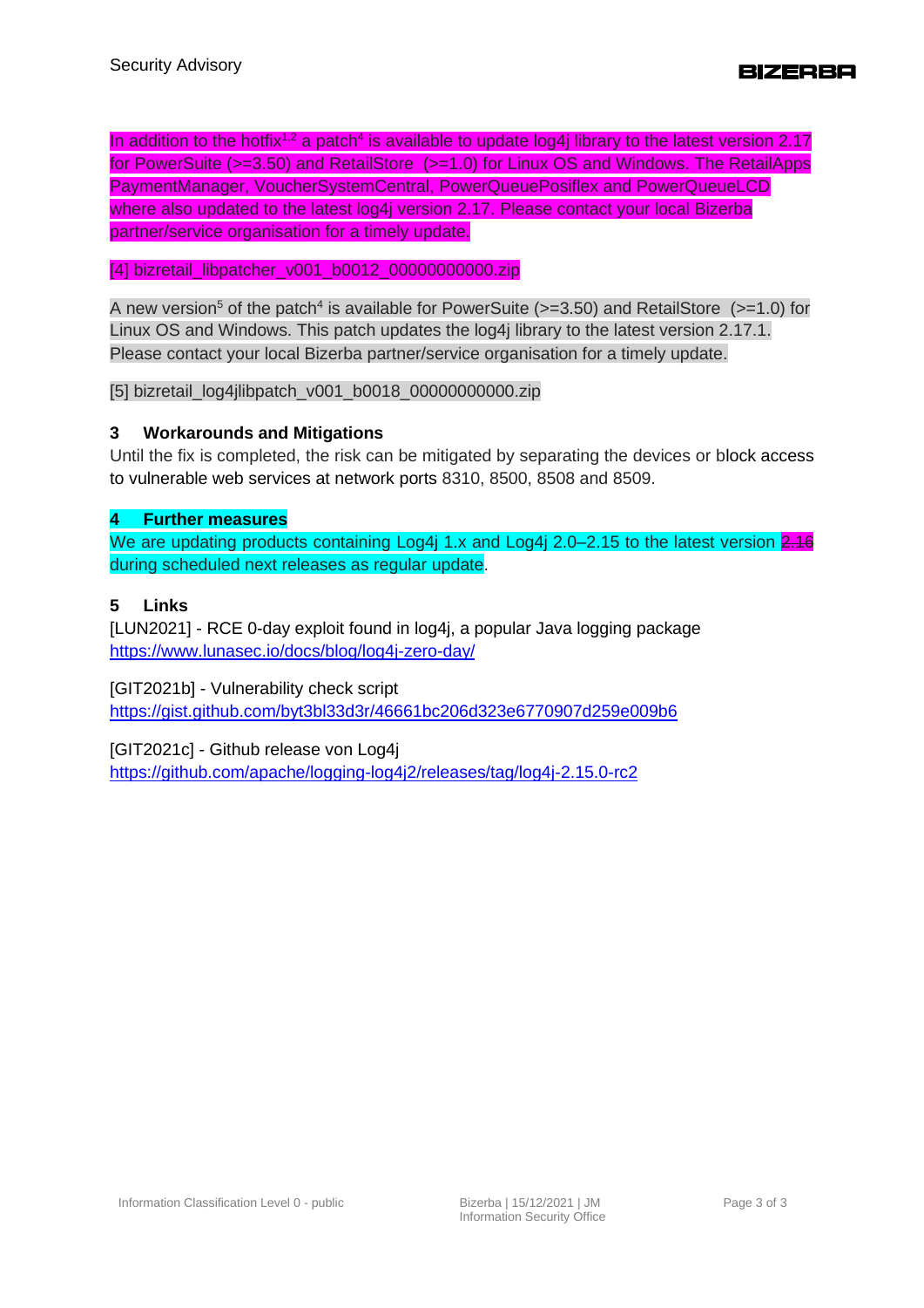In addition to the hotfix[1,2] a patch[4] is available to update log4j library to the latest version 2.17 for PowerSuite (>=3.50) and RetailStore (>=1.0) for Linux OS and Windows. The RetailApps PaymentManager, VoucherSystemCentral, PowerQueuePosiflex and PowerQueueLCD where also updated to the latest log4j version 2.17. Please contact your local Bizerba partner/service organisation for a timely update.

[4] bizretail_libpatcher_v001_b0012_00000000000.zip

A new version[5] of the patch[4] is available for PowerSuite (>=3.50) and RetailStore (>=1.0) for Linux OS and Windows. This patch updates the log4j library to the latest version 2.17.1. Please contact your local Bizerba partner/service organisation for a timely update.

[5] bizretail_log4jlibpatch_v001_b0018_00000000000.zip

## 3 Workarounds and Mitigations

Until the fix is completed, the risk can be mitigated by separating the devices or block access to vulnerable web services at network ports 8310, 8500, 8508 and 8509.

## 4 Further measures

We are updating products containing Log4j 1.x and Log4j 2.0–2.15 to the latest version ~~2.16~~ during scheduled next releases as regular update.

## 5 Links

[LUN2021] - RCE 0-day exploit found in log4j, a popular Java logging package
https://www.lunasec.io/docs/blog/log4j-zero-day/

[GIT2021b] - Vulnerability check script
https://gist.github.com/byt3bl33d3r/46661bc206d323e6770907d259e009b6

[GIT2021c] - Github release von Log4j
https://github.com/apache/logging-log4j2/releases/tag/log4j-2.15.0-rc2

Information Classification Level 0 - public

Bizerba | 15/12/2021 | JM
Information Security Office